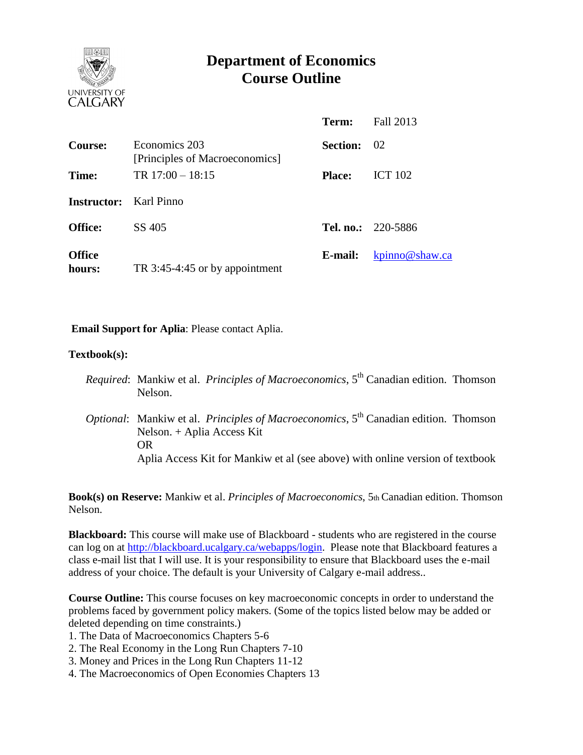# Department of Economics
# Course Outline

| | | | |
|---|---|---|---|
| | | **Term:** | Fall 2013 |
| **Course:** | Economics 203 [Principles of Macroeconomics] | **Section:** | 02 |
| **Time:** | TR 17:00 – 18:15 | **Place:** | ICT 102 |
| **Instructor:** | Karl Pinno | | |
| **Office:** | SS 405 | **Tel. no.:** | 220-5886 |
| **Office hours:** | TR 3:45-4:45 or by appointment | **E-mail:** | kpinno@shaw.ca |

**Email Support for Aplia**: Please contact Aplia.

**Textbook(s):**

*Required*: Mankiw et al. *Principles of Macroeconomics*, 5th Canadian edition. Thomson Nelson.

*Optional*: Mankiw et al. *Principles of Macroeconomics*, 5th Canadian edition. Thomson Nelson. + Aplia Access Kit
OR
Aplia Access Kit for Mankiw et al (see above) with online version of textbook

**Book(s) on Reserve:** Mankiw et al. *Principles of Macroeconomics*, 5th Canadian edition. Thomson Nelson.

**Blackboard:** This course will make use of Blackboard - students who are registered in the course can log on at http://blackboard.ucalgary.ca/webapps/login. Please note that Blackboard features a class e-mail list that I will use. It is your responsibility to ensure that Blackboard uses the e-mail address of your choice. The default is your University of Calgary e-mail address..

**Course Outline:** This course focuses on key macroeconomic concepts in order to understand the problems faced by government policy makers. (Some of the topics listed below may be added or deleted depending on time constraints.)

1. The Data of Macroeconomics Chapters 5-6
2. The Real Economy in the Long Run Chapters 7-10
3. Money and Prices in the Long Run Chapters 11-12
4. The Macroeconomics of Open Economies Chapters 13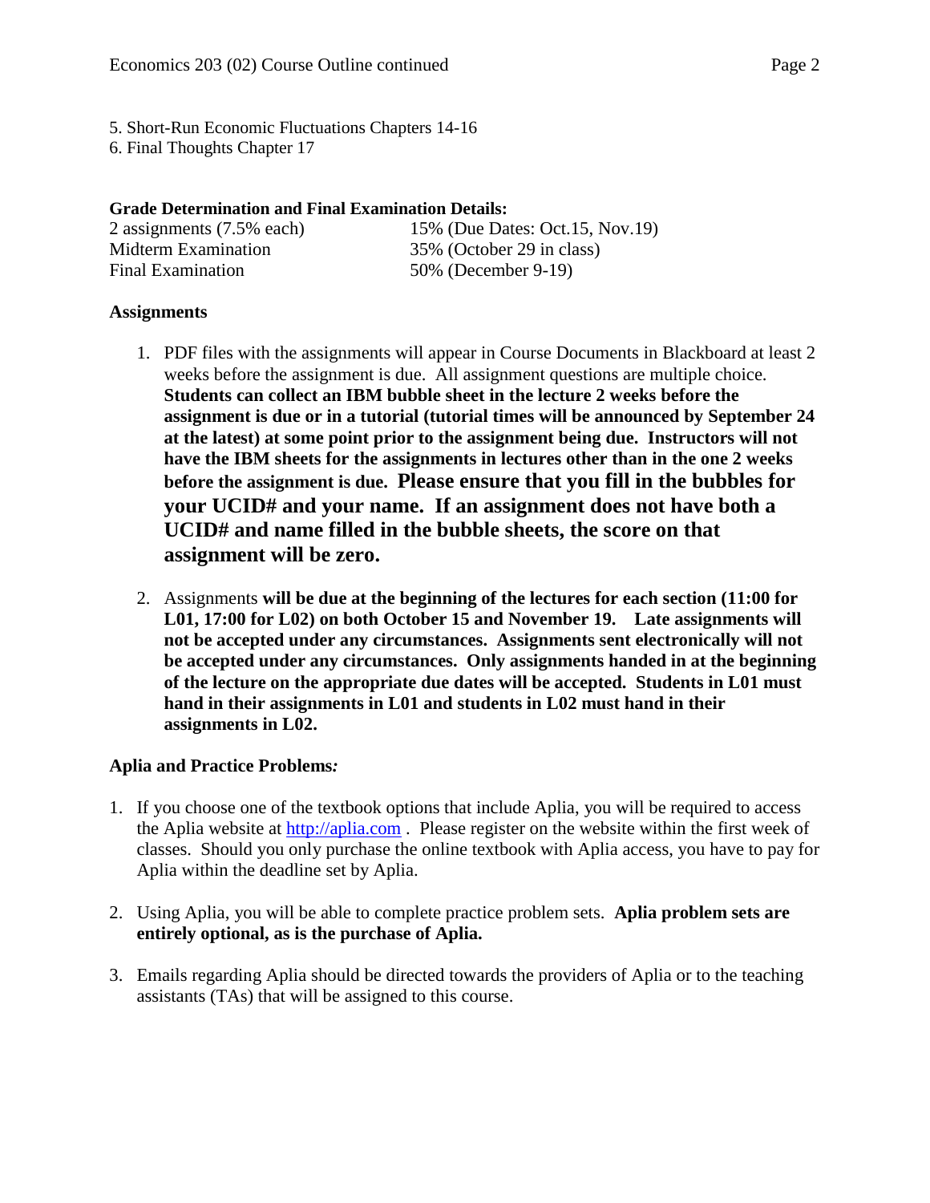5. Short-Run Economic Fluctuations Chapters 14-16
6. Final Thoughts Chapter 17

**Grade Determination and Final Examination Details:**

| | |
|---|---|
| 2 assignments (7.5% each) | 15% (Due Dates: Oct.15, Nov.19) |
| Midterm Examination | 35% (October 29 in class) |
| Final Examination | 50% (December 9-19) |

**Assignments**

1. PDF files with the assignments will appear in Course Documents in Blackboard at least 2 weeks before the assignment is due. All assignment questions are multiple choice. **Students can collect an IBM bubble sheet in the lecture 2 weeks before the assignment is due or in a tutorial (tutorial times will be announced by September 24 at the latest) at some point prior to the assignment being due. Instructors will not have the IBM sheets for the assignments in lectures other than in the one 2 weeks before the assignment is due. Please ensure that you fill in the bubbles for your UCID# and your name. If an assignment does not have both a UCID# and name filled in the bubble sheets, the score on that assignment will be zero.**

2. Assignments **will be due at the beginning of the lectures for each section (11:00 for L01, 17:00 for L02) on both October 15 and November 19. Late assignments will not be accepted under any circumstances. Assignments sent electronically will not be accepted under any circumstances. Only assignments handed in at the beginning of the lecture on the appropriate due dates will be accepted. Students in L01 must hand in their assignments in L01 and students in L02 must hand in their assignments in L02.**

**Aplia and Practice Problems*:***

1. If you choose one of the textbook options that include Aplia, you will be required to access the Aplia website at http://aplia.com . Please register on the website within the first week of classes. Should you only purchase the online textbook with Aplia access, you have to pay for Aplia within the deadline set by Aplia.

2. Using Aplia, you will be able to complete practice problem sets. **Aplia problem sets are entirely optional, as is the purchase of Aplia.**

3. Emails regarding Aplia should be directed towards the providers of Aplia or to the teaching assistants (TAs) that will be assigned to this course.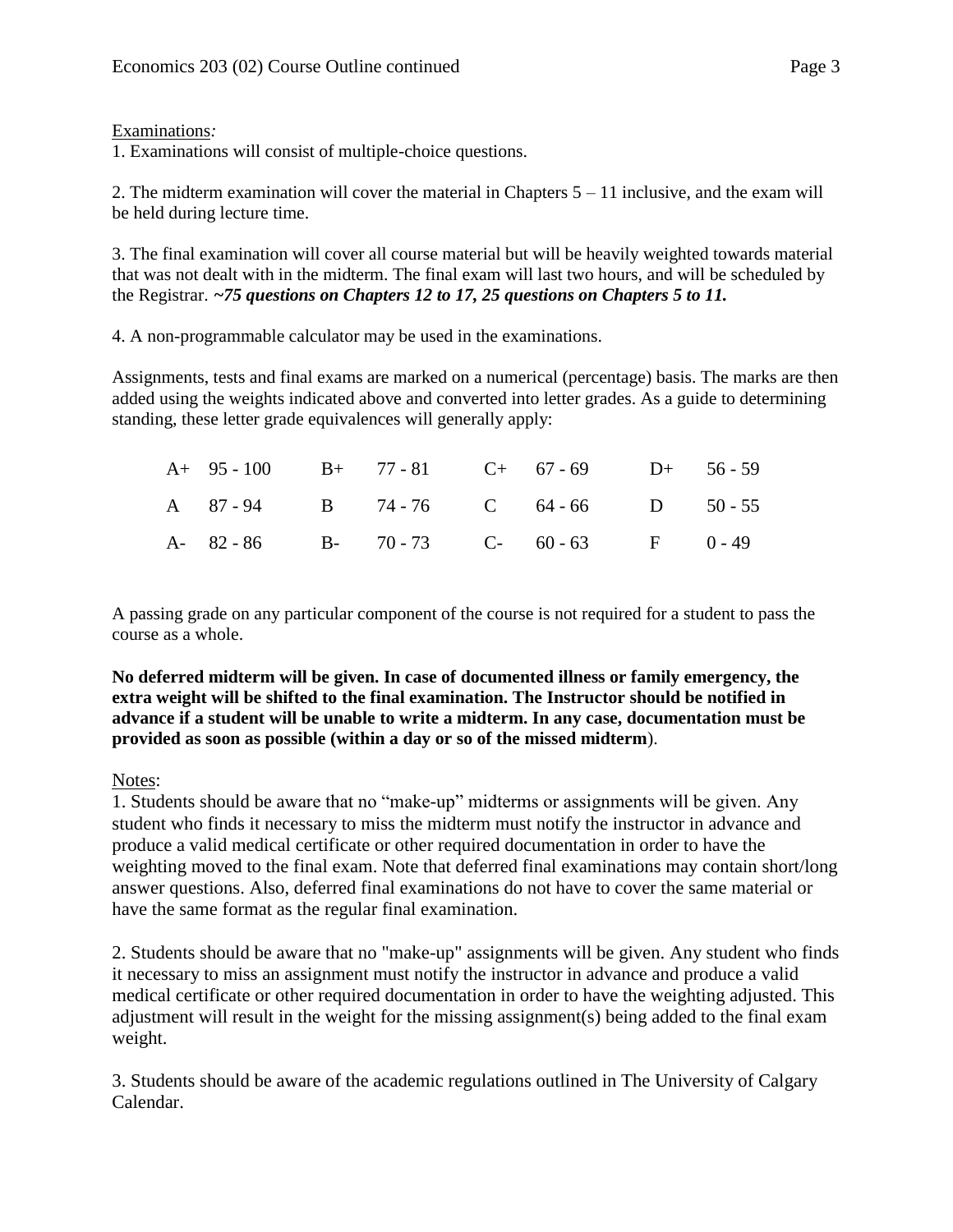Examinations:

1. Examinations will consist of multiple-choice questions.

2. The midterm examination will cover the material in Chapters 5 – 11 inclusive, and the exam will be held during lecture time.

3. The final examination will cover all course material but will be heavily weighted towards material that was not dealt with in the midterm. The final exam will last two hours, and will be scheduled by the Registrar. ***~75 questions on Chapters 12 to 17, 25 questions on Chapters 5 to 11.***

4. A non-programmable calculator may be used in the examinations.

Assignments, tests and final exams are marked on a numerical (percentage) basis. The marks are then added using the weights indicated above and converted into letter grades. As a guide to determining standing, these letter grade equivalences will generally apply:

| | | | | | | | |
|---|---|---|---|---|---|---|---|
| A+ | 95 - 100 | B+ | 77 - 81 | C+ | 67 - 69 | D+ | 56 - 59 |
| A | 87 - 94 | B | 74 - 76 | C | 64 - 66 | D | 50 - 55 |
| A- | 82 - 86 | B- | 70 - 73 | C- | 60 - 63 | F | 0 - 49 |

A passing grade on any particular component of the course is not required for a student to pass the course as a whole.

**No deferred midterm will be given. In case of documented illness or family emergency, the extra weight will be shifted to the final examination. The Instructor should be notified in advance if a student will be unable to write a midterm. In any case, documentation must be provided as soon as possible (within a day or so of the missed midterm**).

Notes:

1. Students should be aware that no "make-up" midterms or assignments will be given. Any student who finds it necessary to miss the midterm must notify the instructor in advance and produce a valid medical certificate or other required documentation in order to have the weighting moved to the final exam. Note that deferred final examinations may contain short/long answer questions. Also, deferred final examinations do not have to cover the same material or have the same format as the regular final examination.

2. Students should be aware that no "make-up" assignments will be given. Any student who finds it necessary to miss an assignment must notify the instructor in advance and produce a valid medical certificate or other required documentation in order to have the weighting adjusted. This adjustment will result in the weight for the missing assignment(s) being added to the final exam weight.

3. Students should be aware of the academic regulations outlined in The University of Calgary Calendar.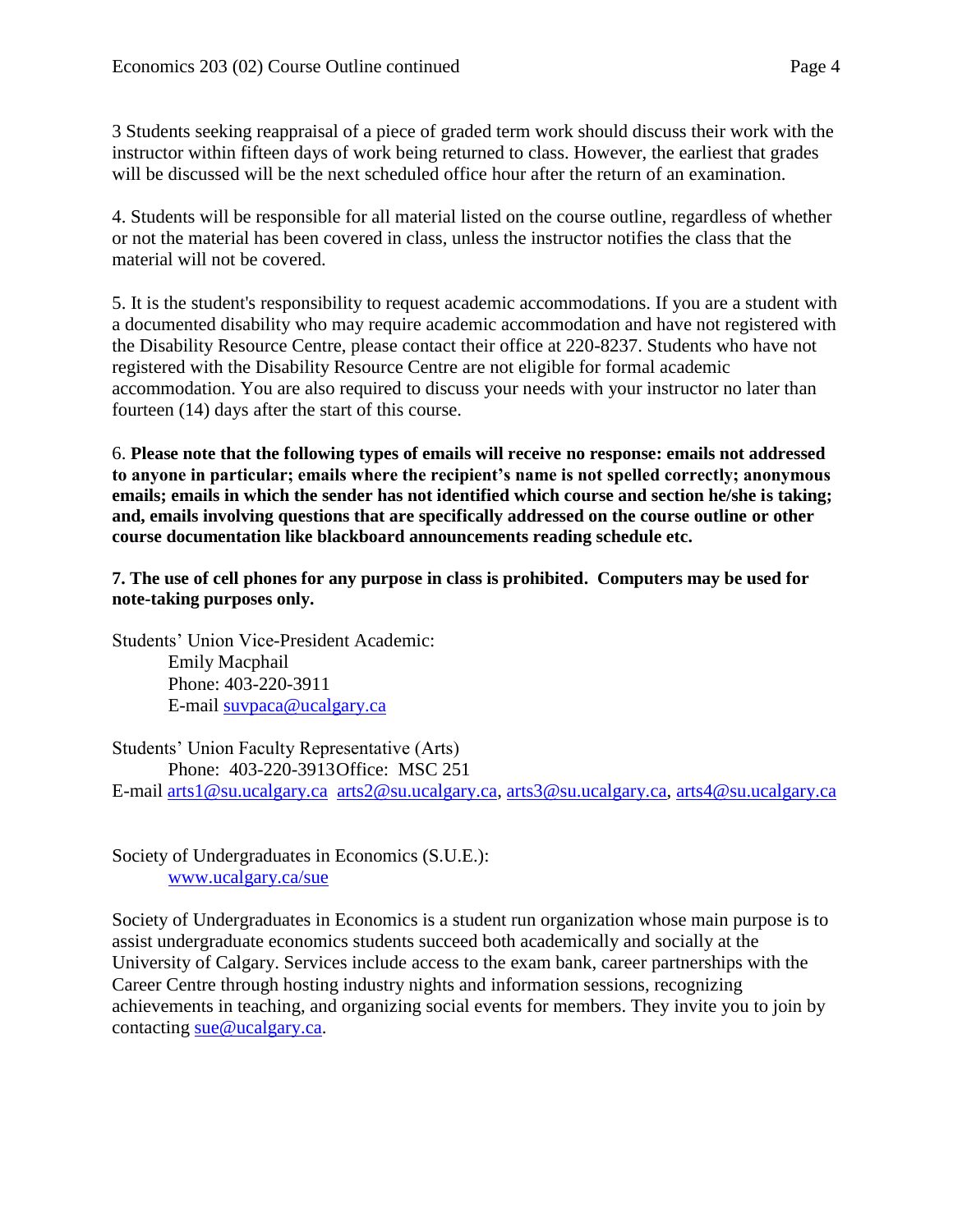3 Students seeking reappraisal of a piece of graded term work should discuss their work with the instructor within fifteen days of work being returned to class. However, the earliest that grades will be discussed will be the next scheduled office hour after the return of an examination.

4. Students will be responsible for all material listed on the course outline, regardless of whether or not the material has been covered in class, unless the instructor notifies the class that the material will not be covered.

5. It is the student's responsibility to request academic accommodations. If you are a student with a documented disability who may require academic accommodation and have not registered with the Disability Resource Centre, please contact their office at 220-8237. Students who have not registered with the Disability Resource Centre are not eligible for formal academic accommodation. You are also required to discuss your needs with your instructor no later than fourteen (14) days after the start of this course.

6. **Please note that the following types of emails will receive no response: emails not addressed to anyone in particular; emails where the recipient's name is not spelled correctly; anonymous emails; emails in which the sender has not identified which course and section he/she is taking; and, emails involving questions that are specifically addressed on the course outline or other course documentation like blackboard announcements reading schedule etc.**

**7. The use of cell phones for any purpose in class is prohibited. Computers may be used for note-taking purposes only.**

Students' Union Vice-President Academic:
Emily Macphail
Phone: 403-220-3911
E-mail suvpaca@ucalgary.ca

Students' Union Faculty Representative (Arts)
Phone: 403-220-3913Office: MSC 251
E-mail arts1@su.ucalgary.ca arts2@su.ucalgary.ca, arts3@su.ucalgary.ca, arts4@su.ucalgary.ca

Society of Undergraduates in Economics (S.U.E.):
www.ucalgary.ca/sue

Society of Undergraduates in Economics is a student run organization whose main purpose is to assist undergraduate economics students succeed both academically and socially at the University of Calgary. Services include access to the exam bank, career partnerships with the Career Centre through hosting industry nights and information sessions, recognizing achievements in teaching, and organizing social events for members. They invite you to join by contacting sue@ucalgary.ca.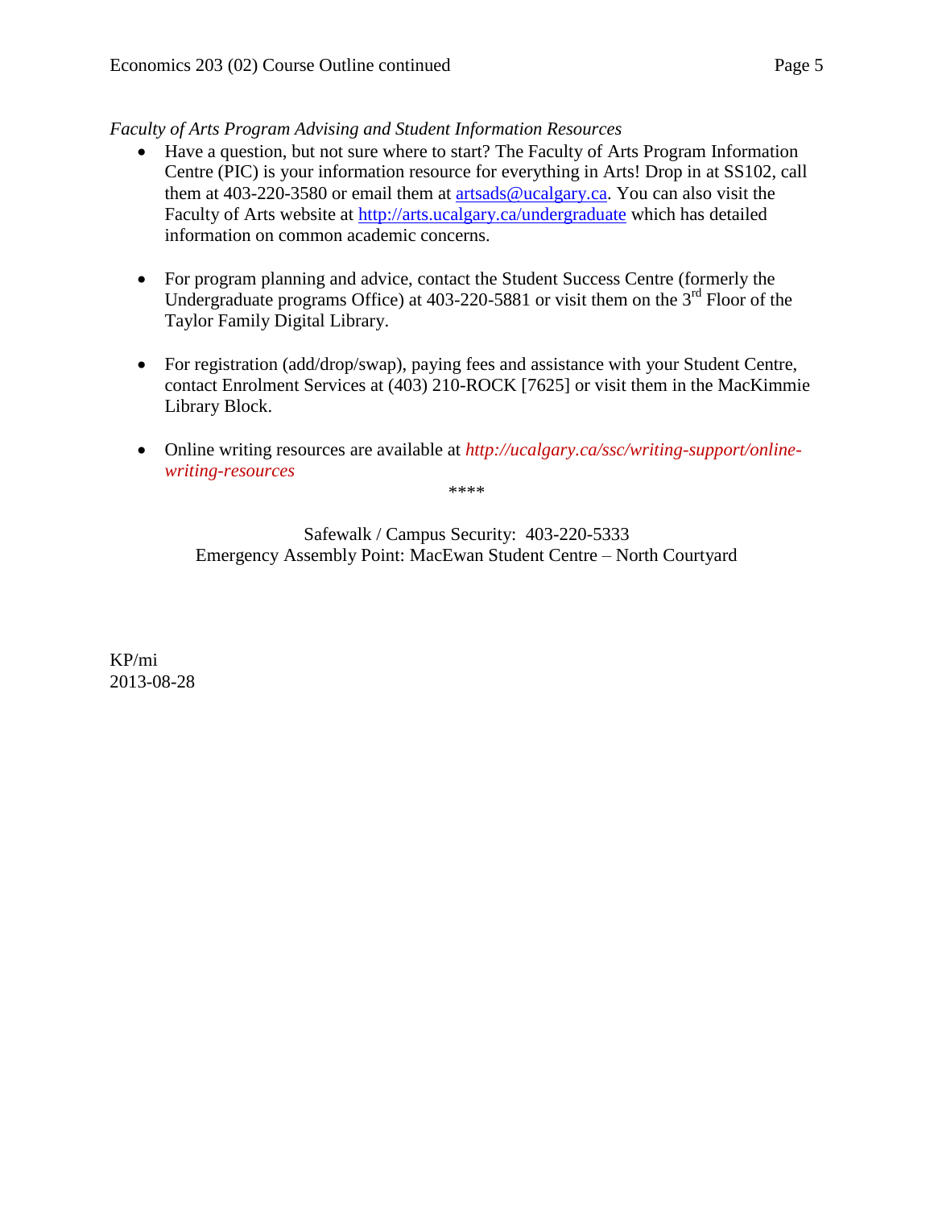*Faculty of Arts Program Advising and Student Information Resources*

- Have a question, but not sure where to start? The Faculty of Arts Program Information Centre (PIC) is your information resource for everything in Arts! Drop in at SS102, call them at 403-220-3580 or email them at artsads@ucalgary.ca. You can also visit the Faculty of Arts website at http://arts.ucalgary.ca/undergraduate which has detailed information on common academic concerns.

- For program planning and advice, contact the Student Success Centre (formerly the Undergraduate programs Office) at 403-220-5881 or visit them on the 3rd Floor of the Taylor Family Digital Library.

- For registration (add/drop/swap), paying fees and assistance with your Student Centre, contact Enrolment Services at (403) 210-ROCK [7625] or visit them in the MacKimmie Library Block.

- Online writing resources are available at *http://ucalgary.ca/ssc/writing-support/online-writing-resources*

****

Safewalk / Campus Security: 403-220-5333
Emergency Assembly Point: MacEwan Student Centre – North Courtyard

KP/mi
2013-08-28